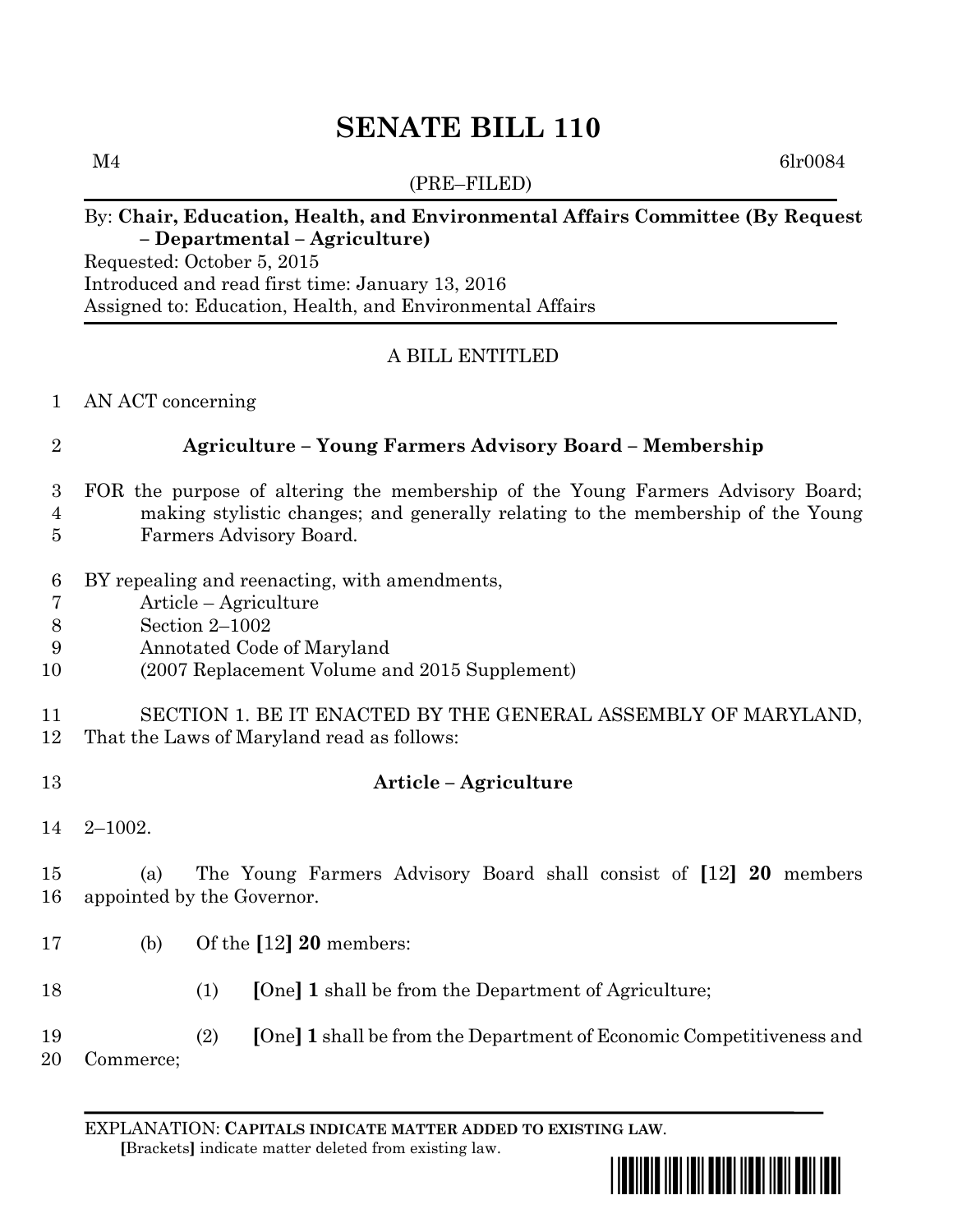# SENATE BILL 110

M4 6lr0084

(PRE–FILED)

By: **Chair, Education, Health, and Environmental Affairs Committee (By Request – Departmental – Agriculture)**

Requested: October 5, 2015
Introduced and read first time: January 13, 2016
Assigned to: Education, Health, and Environmental Affairs

A BILL ENTITLED

AN ACT concerning

**Agriculture – Young Farmers Advisory Board – Membership**

FOR the purpose of altering the membership of the Young Farmers Advisory Board; making stylistic changes; and generally relating to the membership of the Young Farmers Advisory Board.

BY repealing and reenacting, with amendments,
Article – Agriculture
Section 2–1002
Annotated Code of Maryland
(2007 Replacement Volume and 2015 Supplement)

SECTION 1. BE IT ENACTED BY THE GENERAL ASSEMBLY OF MARYLAND, That the Laws of Maryland read as follows:

**Article – Agriculture**

2–1002.

(a) The Young Farmers Advisory Board shall consist of **[**12**] 20** members appointed by the Governor.

(b) Of the **[**12**] 20** members:

(1) **[**One**] 1** shall be from the Department of Agriculture;

(2) **[**One**] 1** shall be from the Department of Economic Competitiveness and Commerce;

EXPLANATION: **CAPITALS INDICATE MATTER ADDED TO EXISTING LAW**.
**[**Brackets**]** indicate matter deleted from existing law.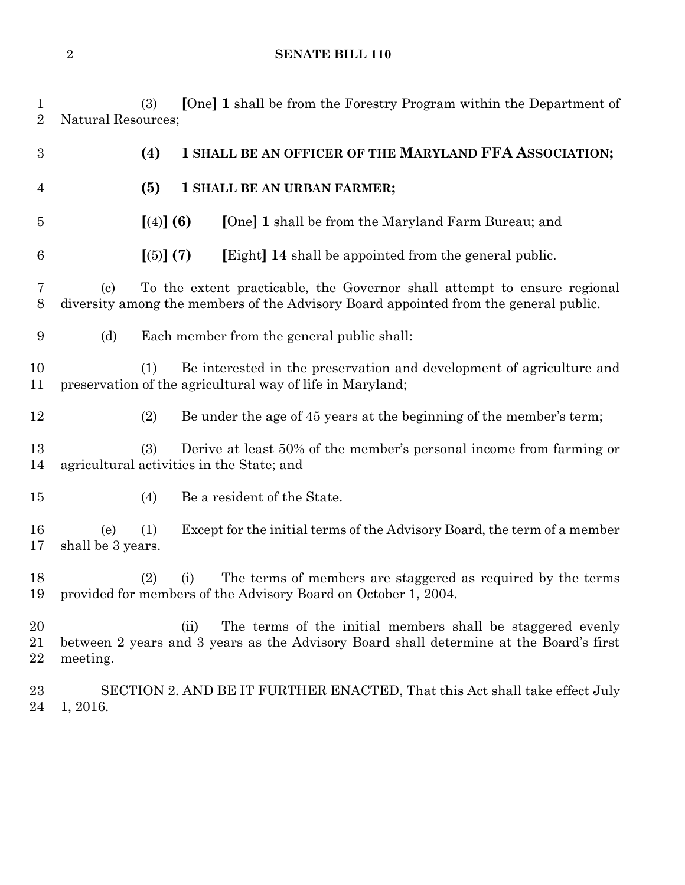(3) **[**One**] 1** shall be from the Forestry Program within the Department of Natural Resources;

**(4) 1 SHALL BE AN OFFICER OF THE MARYLAND FFA ASSOCIATION;**

**(5) 1 SHALL BE AN URBAN FARMER;**

**[**(4)**] (6)** **[**One**] 1** shall be from the Maryland Farm Bureau; and

**[**(5)**] (7)** **[**Eight**] 14** shall be appointed from the general public.

(c) To the extent practicable, the Governor shall attempt to ensure regional diversity among the members of the Advisory Board appointed from the general public.

(d) Each member from the general public shall:

(1) Be interested in the preservation and development of agriculture and preservation of the agricultural way of life in Maryland;

(2) Be under the age of 45 years at the beginning of the member's term;

(3) Derive at least 50% of the member's personal income from farming or agricultural activities in the State; and

(4) Be a resident of the State.

(e) (1) Except for the initial terms of the Advisory Board, the term of a member shall be 3 years.

(2) (i) The terms of members are staggered as required by the terms provided for members of the Advisory Board on October 1, 2004.

(ii) The terms of the initial members shall be staggered evenly between 2 years and 3 years as the Advisory Board shall determine at the Board's first meeting.

SECTION 2. AND BE IT FURTHER ENACTED, That this Act shall take effect July 1, 2016.